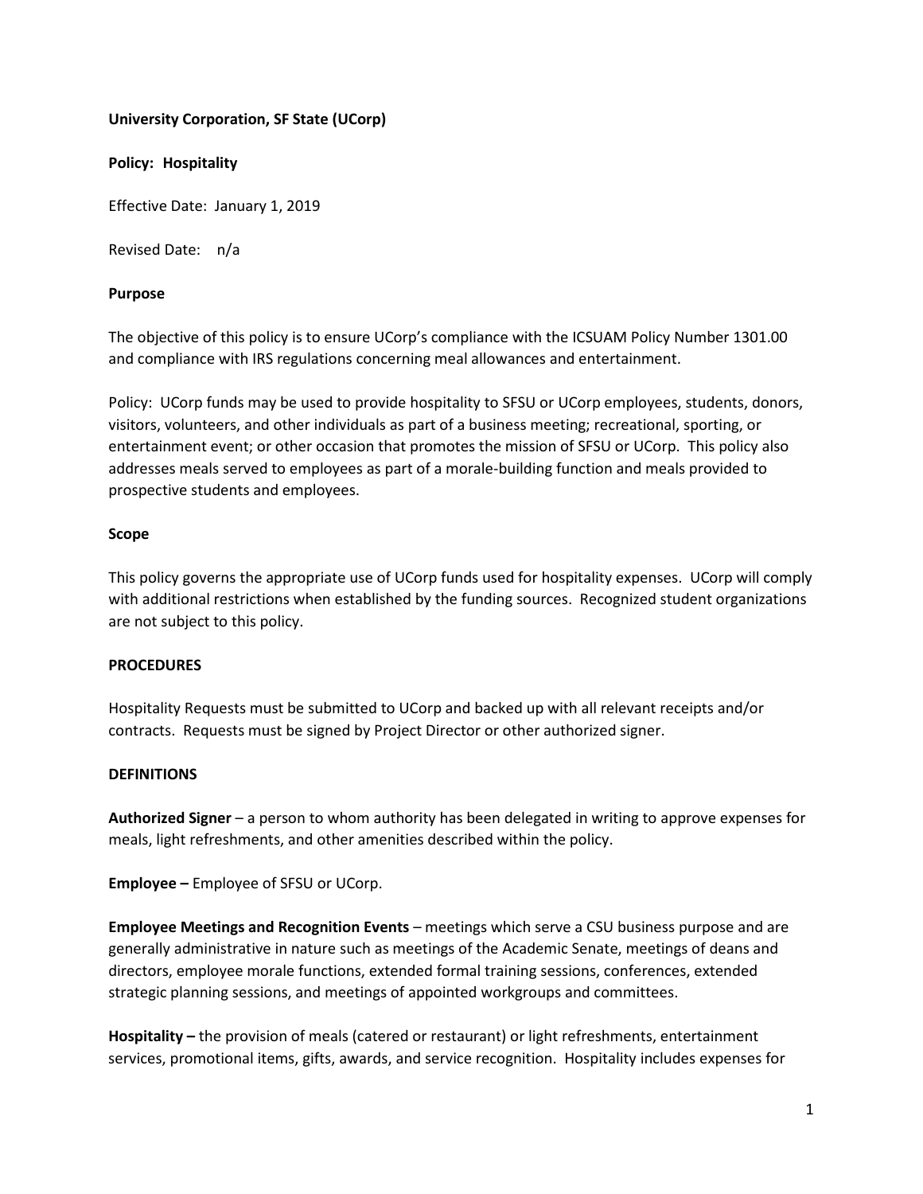**University Corporation, SF State (UCorp)**

**Policy: Hospitality**

Effective Date: January 1, 2019

Revised Date: n/a

## Purpose

The objective of this policy is to ensure UCorp's compliance with the ICSUAM Policy Number 1301.00 and compliance with IRS regulations concerning meal allowances and entertainment.

Policy: UCorp funds may be used to provide hospitality to SFSU or UCorp employees, students, donors, visitors, volunteers, and other individuals as part of a business meeting; recreational, sporting, or entertainment event; or other occasion that promotes the mission of SFSU or UCorp. This policy also addresses meals served to employees as part of a morale-building function and meals provided to prospective students and employees.

## Scope

This policy governs the appropriate use of UCorp funds used for hospitality expenses. UCorp will comply with additional restrictions when established by the funding sources. Recognized student organizations are not subject to this policy.

## PROCEDURES

Hospitality Requests must be submitted to UCorp and backed up with all relevant receipts and/or contracts. Requests must be signed by Project Director or other authorized signer.

## DEFINITIONS

**Authorized Signer** – a person to whom authority has been delegated in writing to approve expenses for meals, light refreshments, and other amenities described within the policy.

**Employee –** Employee of SFSU or UCorp.

**Employee Meetings and Recognition Events** – meetings which serve a CSU business purpose and are generally administrative in nature such as meetings of the Academic Senate, meetings of deans and directors, employee morale functions, extended formal training sessions, conferences, extended strategic planning sessions, and meetings of appointed workgroups and committees.

**Hospitality –** the provision of meals (catered or restaurant) or light refreshments, entertainment services, promotional items, gifts, awards, and service recognition. Hospitality includes expenses for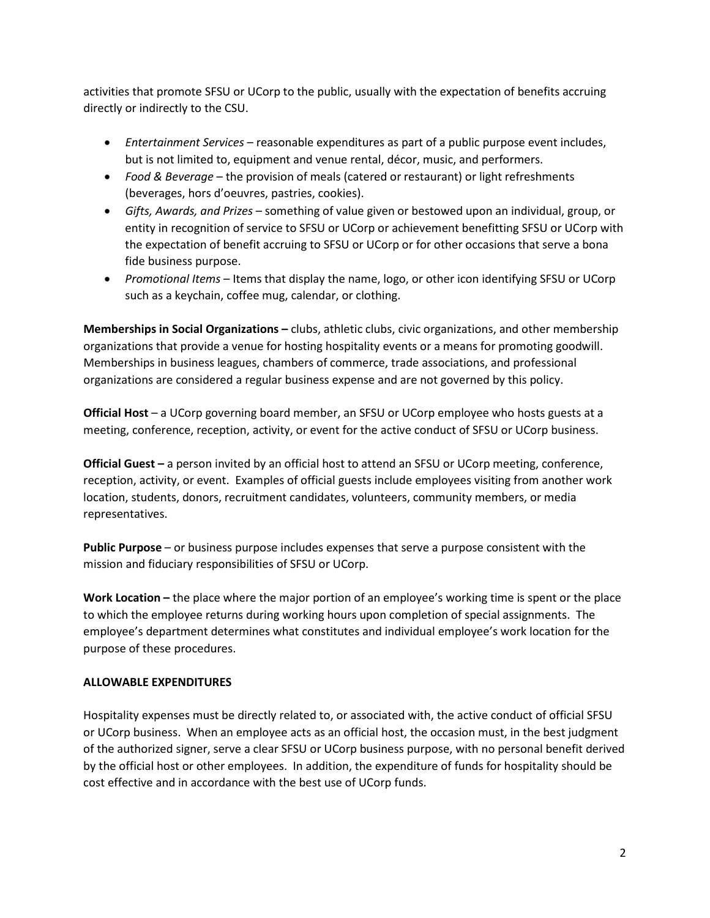activities that promote SFSU or UCorp to the public, usually with the expectation of benefits accruing directly or indirectly to the CSU.

- *Entertainment Services* – reasonable expenditures as part of a public purpose event includes, but is not limited to, equipment and venue rental, décor, music, and performers.
- *Food & Beverage* – the provision of meals (catered or restaurant) or light refreshments (beverages, hors d'oeuvres, pastries, cookies).
- *Gifts, Awards, and Prizes* – something of value given or bestowed upon an individual, group, or entity in recognition of service to SFSU or UCorp or achievement benefitting SFSU or UCorp with the expectation of benefit accruing to SFSU or UCorp or for other occasions that serve a bona fide business purpose.
- *Promotional Items* – Items that display the name, logo, or other icon identifying SFSU or UCorp such as a keychain, coffee mug, calendar, or clothing.

**Memberships in Social Organizations –** clubs, athletic clubs, civic organizations, and other membership organizations that provide a venue for hosting hospitality events or a means for promoting goodwill. Memberships in business leagues, chambers of commerce, trade associations, and professional organizations are considered a regular business expense and are not governed by this policy.

**Official Host** – a UCorp governing board member, an SFSU or UCorp employee who hosts guests at a meeting, conference, reception, activity, or event for the active conduct of SFSU or UCorp business.

**Official Guest –** a person invited by an official host to attend an SFSU or UCorp meeting, conference, reception, activity, or event. Examples of official guests include employees visiting from another work location, students, donors, recruitment candidates, volunteers, community members, or media representatives.

**Public Purpose** – or business purpose includes expenses that serve a purpose consistent with the mission and fiduciary responsibilities of SFSU or UCorp.

**Work Location –** the place where the major portion of an employee's working time is spent or the place to which the employee returns during working hours upon completion of special assignments. The employee's department determines what constitutes and individual employee's work location for the purpose of these procedures.

**ALLOWABLE EXPENDITURES**

Hospitality expenses must be directly related to, or associated with, the active conduct of official SFSU or UCorp business. When an employee acts as an official host, the occasion must, in the best judgment of the authorized signer, serve a clear SFSU or UCorp business purpose, with no personal benefit derived by the official host or other employees. In addition, the expenditure of funds for hospitality should be cost effective and in accordance with the best use of UCorp funds.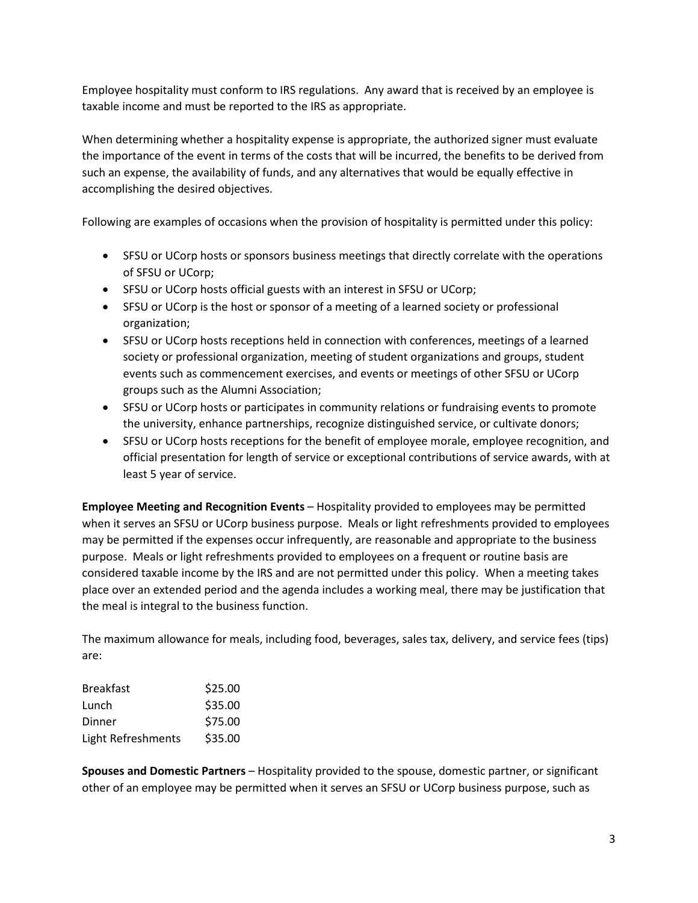Employee hospitality must conform to IRS regulations. Any award that is received by an employee is taxable income and must be reported to the IRS as appropriate.

When determining whether a hospitality expense is appropriate, the authorized signer must evaluate the importance of the event in terms of the costs that will be incurred, the benefits to be derived from such an expense, the availability of funds, and any alternatives that would be equally effective in accomplishing the desired objectives.

Following are examples of occasions when the provision of hospitality is permitted under this policy:

- SFSU or UCorp hosts or sponsors business meetings that directly correlate with the operations of SFSU or UCorp;
- SFSU or UCorp hosts official guests with an interest in SFSU or UCorp;
- SFSU or UCorp is the host or sponsor of a meeting of a learned society or professional organization;
- SFSU or UCorp hosts receptions held in connection with conferences, meetings of a learned society or professional organization, meeting of student organizations and groups, student events such as commencement exercises, and events or meetings of other SFSU or UCorp groups such as the Alumni Association;
- SFSU or UCorp hosts or participates in community relations or fundraising events to promote the university, enhance partnerships, recognize distinguished service, or cultivate donors;
- SFSU or UCorp hosts receptions for the benefit of employee morale, employee recognition, and official presentation for length of service or exceptional contributions of service awards, with at least 5 year of service.

**Employee Meeting and Recognition Events** – Hospitality provided to employees may be permitted when it serves an SFSU or UCorp business purpose. Meals or light refreshments provided to employees may be permitted if the expenses occur infrequently, are reasonable and appropriate to the business purpose. Meals or light refreshments provided to employees on a frequent or routine basis are considered taxable income by the IRS and are not permitted under this policy. When a meeting takes place over an extended period and the agenda includes a working meal, there may be justification that the meal is integral to the business function.

The maximum allowance for meals, including food, beverages, sales tax, delivery, and service fees (tips) are:

| | |
|---|---|
| Breakfast | $25.00 |
| Lunch | $35.00 |
| Dinner | $75.00 |
| Light Refreshments | $35.00 |

**Spouses and Domestic Partners** – Hospitality provided to the spouse, domestic partner, or significant other of an employee may be permitted when it serves an SFSU or UCorp business purpose, such as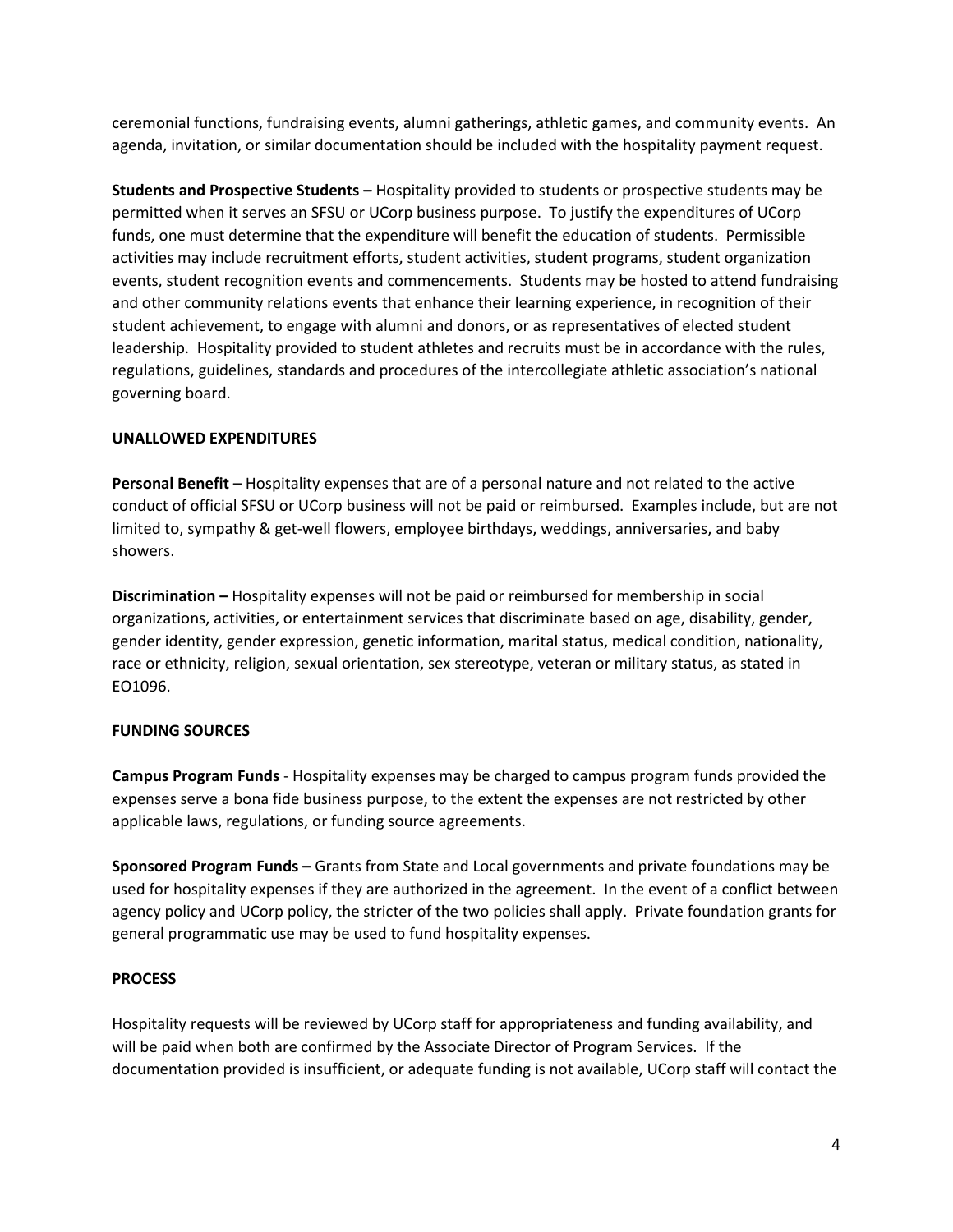ceremonial functions, fundraising events, alumni gatherings, athletic games, and community events. An agenda, invitation, or similar documentation should be included with the hospitality payment request.

**Students and Prospective Students –** Hospitality provided to students or prospective students may be permitted when it serves an SFSU or UCorp business purpose. To justify the expenditures of UCorp funds, one must determine that the expenditure will benefit the education of students. Permissible activities may include recruitment efforts, student activities, student programs, student organization events, student recognition events and commencements. Students may be hosted to attend fundraising and other community relations events that enhance their learning experience, in recognition of their student achievement, to engage with alumni and donors, or as representatives of elected student leadership. Hospitality provided to student athletes and recruits must be in accordance with the rules, regulations, guidelines, standards and procedures of the intercollegiate athletic association's national governing board.

**UNALLOWED EXPENDITURES**

**Personal Benefit** – Hospitality expenses that are of a personal nature and not related to the active conduct of official SFSU or UCorp business will not be paid or reimbursed. Examples include, but are not limited to, sympathy & get-well flowers, employee birthdays, weddings, anniversaries, and baby showers.

**Discrimination –** Hospitality expenses will not be paid or reimbursed for membership in social organizations, activities, or entertainment services that discriminate based on age, disability, gender, gender identity, gender expression, genetic information, marital status, medical condition, nationality, race or ethnicity, religion, sexual orientation, sex stereotype, veteran or military status, as stated in EO1096.

**FUNDING SOURCES**

**Campus Program Funds** - Hospitality expenses may be charged to campus program funds provided the expenses serve a bona fide business purpose, to the extent the expenses are not restricted by other applicable laws, regulations, or funding source agreements.

**Sponsored Program Funds –** Grants from State and Local governments and private foundations may be used for hospitality expenses if they are authorized in the agreement. In the event of a conflict between agency policy and UCorp policy, the stricter of the two policies shall apply. Private foundation grants for general programmatic use may be used to fund hospitality expenses.

**PROCESS**

Hospitality requests will be reviewed by UCorp staff for appropriateness and funding availability, and will be paid when both are confirmed by the Associate Director of Program Services. If the documentation provided is insufficient, or adequate funding is not available, UCorp staff will contact the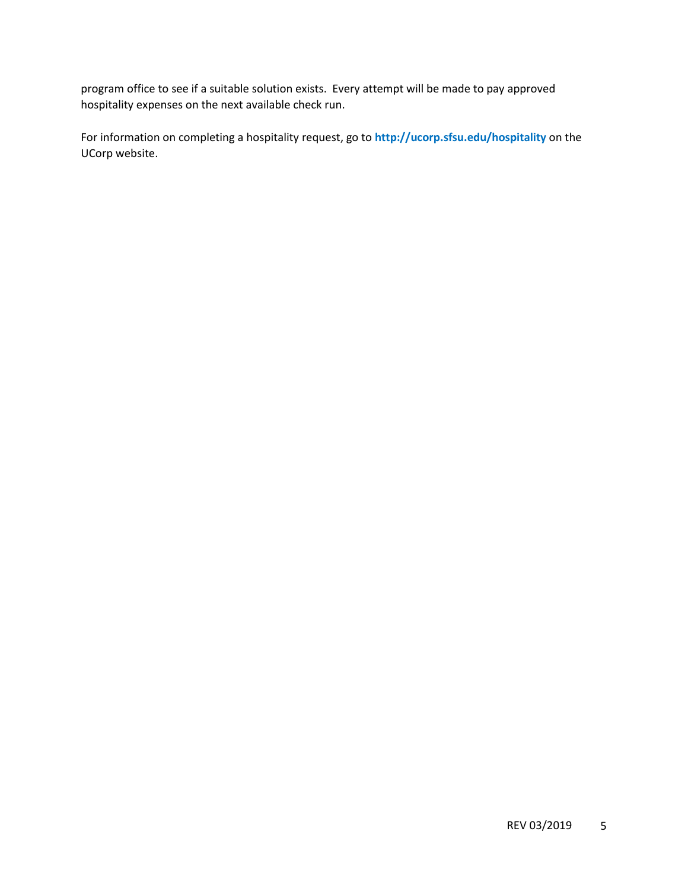program office to see if a suitable solution exists. Every attempt will be made to pay approved hospitality expenses on the next available check run.

For information on completing a hospitality request, go to **http://ucorp.sfsu.edu/hospitality** on the UCorp website.